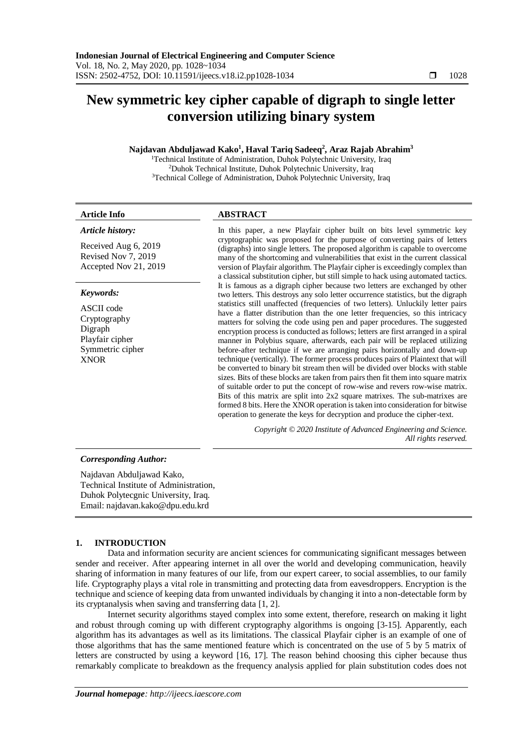# New symmetric key cipher capable of digraph to single letter conversion utilizing binary system

**Najdavan Abduljawad Kako[1], Haval Tariq Sadeeq[2], Araz Rajab Abrahim[3]**

[1]Technical Institute of Administration, Duhok Polytechnic University, Iraq
[2]Duhok Technical Institute, Duhok Polytechnic University, Iraq
[3]Technical College of Administration, Duhok Polytechnic University, Iraq

**Article Info**

*Article history:*

Received Aug 6, 2019
Revised Nov 7, 2019
Accepted Nov 21, 2019

*Keywords:*

ASCII code
Cryptography
Digraph
Playfair cipher
Symmetric cipher
XNOR

**ABSTRACT**

In this paper, a new Playfair cipher built on bits level symmetric key cryptographic was proposed for the purpose of converting pairs of letters (digraphs) into single letters. The proposed algorithm is capable to overcome many of the shortcoming and vulnerabilities that exist in the current classical version of Playfair algorithm. The Playfair cipher is exceedingly complex than a classical substitution cipher, but still simple to hack using automated tactics. It is famous as a digraph cipher because two letters are exchanged by other two letters. This destroys any solo letter occurrence statistics, but the digraph statistics still unaffected (frequencies of two letters). Unluckily letter pairs have a flatter distribution than the one letter frequencies, so this intricacy matters for solving the code using pen and paper procedures. The suggested encryption process is conducted as follows; letters are first arranged in a spiral manner in Polybius square, afterwards, each pair will be replaced utilizing before-after technique if we are arranging pairs horizontally and down-up technique (vertically). The former process produces pairs of Plaintext that will be converted to binary bit stream then will be divided over blocks with stable sizes. Bits of these blocks are taken from pairs then fit them into square matrix of suitable order to put the concept of row-wise and revers row-wise matrix. Bits of this matrix are split into 2x2 square matrixes. The sub-matrixes are formed 8 bits. Here the XNOR operation is taken into consideration for bitwise operation to generate the keys for decryption and produce the cipher-text.

*Copyright © 2020 Institute of Advanced Engineering and Science. All rights reserved.*

***Corresponding Author:***

Najdavan Abduljawad Kako,
Technical Institute of Administration,
Duhok Polytecgnic University, Iraq.
Email: najdavan.kako@dpu.edu.krd

## 1. INTRODUCTION

Data and information security are ancient sciences for communicating significant messages between sender and receiver. After appearing internet in all over the world and developing communication, heavily sharing of information in many features of our life, from our expert career, to social assemblies, to our family life. Cryptography plays a vital role in transmitting and protecting data from eavesdroppers. Encryption is the technique and science of keeping data from unwanted individuals by changing it into a non-detectable form by its cryptanalysis when saving and transferring data [1, 2].

Internet security algorithms stayed complex into some extent, therefore, research on making it light and robust through coming up with different cryptography algorithms is ongoing [3-15]. Apparently, each algorithm has its advantages as well as its limitations. The classical Playfair cipher is an example of one of those algorithms that has the same mentioned feature which is concentrated on the use of 5 by 5 matrix of letters are constructed by using a keyword [16, 17]. The reason behind choosing this cipher because thus remarkably complicate to breakdown as the frequency analysis applied for plain substitution codes does not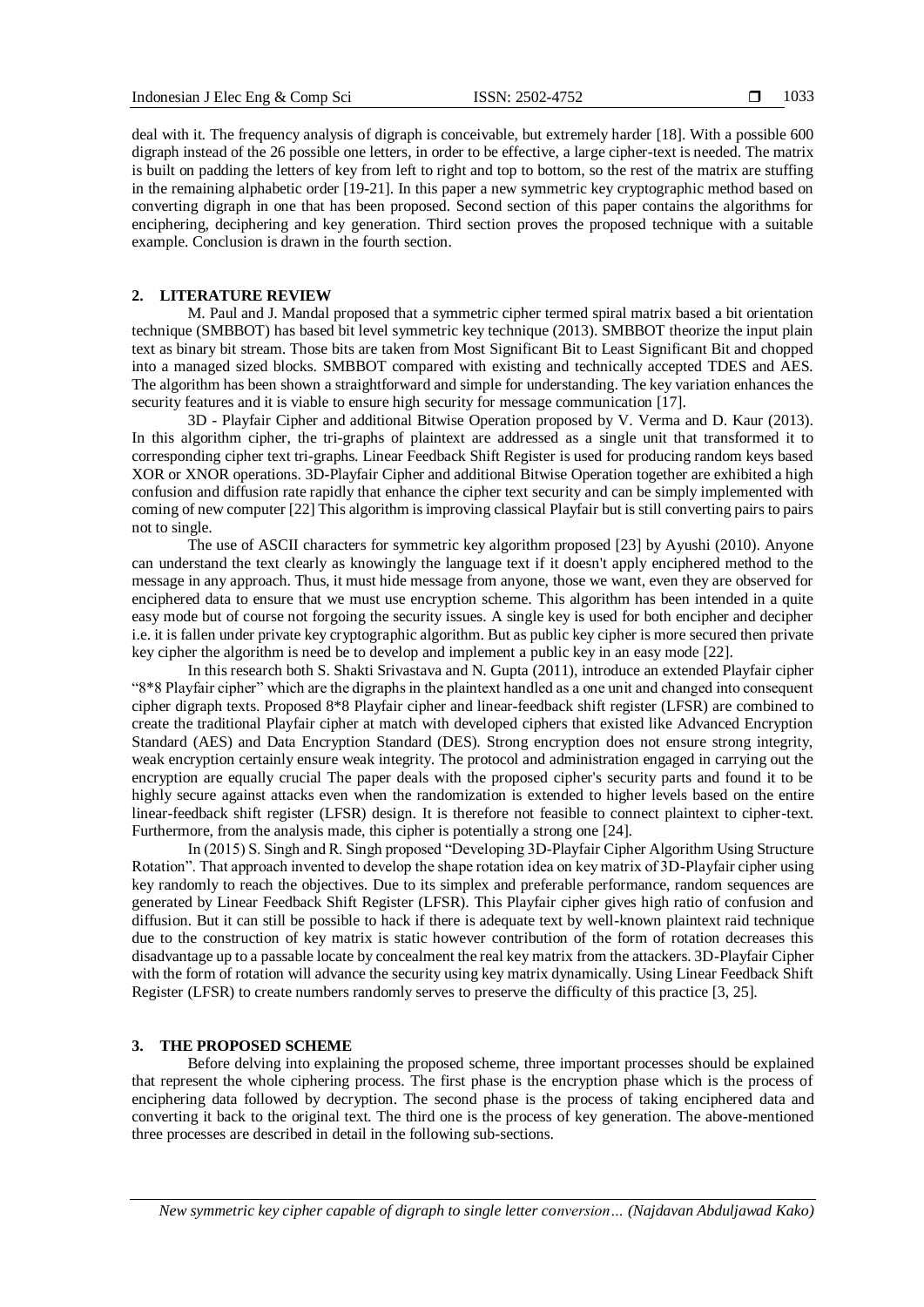deal with it. The frequency analysis of digraph is conceivable, but extremely harder [18]. With a possible 600 digraph instead of the 26 possible one letters, in order to be effective, a large cipher-text is needed. The matrix is built on padding the letters of key from left to right and top to bottom, so the rest of the matrix are stuffing in the remaining alphabetic order [19-21]. In this paper a new symmetric key cryptographic method based on converting digraph in one that has been proposed. Second section of this paper contains the algorithms for enciphering, deciphering and key generation. Third section proves the proposed technique with a suitable example. Conclusion is drawn in the fourth section.

## 2. LITERATURE REVIEW

M. Paul and J. Mandal proposed that a symmetric cipher termed spiral matrix based a bit orientation technique (SMBBOT) has based bit level symmetric key technique (2013). SMBBOT theorize the input plain text as binary bit stream. Those bits are taken from Most Significant Bit to Least Significant Bit and chopped into a managed sized blocks. SMBBOT compared with existing and technically accepted TDES and AES. The algorithm has been shown a straightforward and simple for understanding. The key variation enhances the security features and it is viable to ensure high security for message communication [17].

3D - Playfair Cipher and additional Bitwise Operation proposed by V. Verma and D. Kaur (2013). In this algorithm cipher, the tri-graphs of plaintext are addressed as a single unit that transformed it to corresponding cipher text tri-graphs. Linear Feedback Shift Register is used for producing random keys based XOR or XNOR operations. 3D-Playfair Cipher and additional Bitwise Operation together are exhibited a high confusion and diffusion rate rapidly that enhance the cipher text security and can be simply implemented with coming of new computer [22] This algorithm is improving classical Playfair but is still converting pairs to pairs not to single.

The use of ASCII characters for symmetric key algorithm proposed [23] by Ayushi (2010). Anyone can understand the text clearly as knowingly the language text if it doesn't apply enciphered method to the message in any approach. Thus, it must hide message from anyone, those we want, even they are observed for enciphered data to ensure that we must use encryption scheme. This algorithm has been intended in a quite easy mode but of course not forgoing the security issues. A single key is used for both encipher and decipher i.e. it is fallen under private key cryptographic algorithm. But as public key cipher is more secured then private key cipher the algorithm is need be to develop and implement a public key in an easy mode [22].

In this research both S. Shakti Srivastava and N. Gupta (2011), introduce an extended Playfair cipher "8*8 Playfair cipher" which are the digraphs in the plaintext handled as a one unit and changed into consequent cipher digraph texts. Proposed 8*8 Playfair cipher and linear-feedback shift register (LFSR) are combined to create the traditional Playfair cipher at match with developed ciphers that existed like Advanced Encryption Standard (AES) and Data Encryption Standard (DES). Strong encryption does not ensure strong integrity, weak encryption certainly ensure weak integrity. The protocol and administration engaged in carrying out the encryption are equally crucial The paper deals with the proposed cipher's security parts and found it to be highly secure against attacks even when the randomization is extended to higher levels based on the entire linear-feedback shift register (LFSR) design. It is therefore not feasible to connect plaintext to cipher-text. Furthermore, from the analysis made, this cipher is potentially a strong one [24].

In (2015) S. Singh and R. Singh proposed "Developing 3D-Playfair Cipher Algorithm Using Structure Rotation". That approach invented to develop the shape rotation idea on key matrix of 3D-Playfair cipher using key randomly to reach the objectives. Due to its simplex and preferable performance, random sequences are generated by Linear Feedback Shift Register (LFSR). This Playfair cipher gives high ratio of confusion and diffusion. But it can still be possible to hack if there is adequate text by well-known plaintext raid technique due to the construction of key matrix is static however contribution of the form of rotation decreases this disadvantage up to a passable locate by concealment the real key matrix from the attackers. 3D-Playfair Cipher with the form of rotation will advance the security using key matrix dynamically. Using Linear Feedback Shift Register (LFSR) to create numbers randomly serves to preserve the difficulty of this practice [3, 25].

## 3. THE PROPOSED SCHEME

Before delving into explaining the proposed scheme, three important processes should be explained that represent the whole ciphering process. The first phase is the encryption phase which is the process of enciphering data followed by decryption. The second phase is the process of taking enciphered data and converting it back to the original text. The third one is the process of key generation. The above-mentioned three processes are described in detail in the following sub-sections.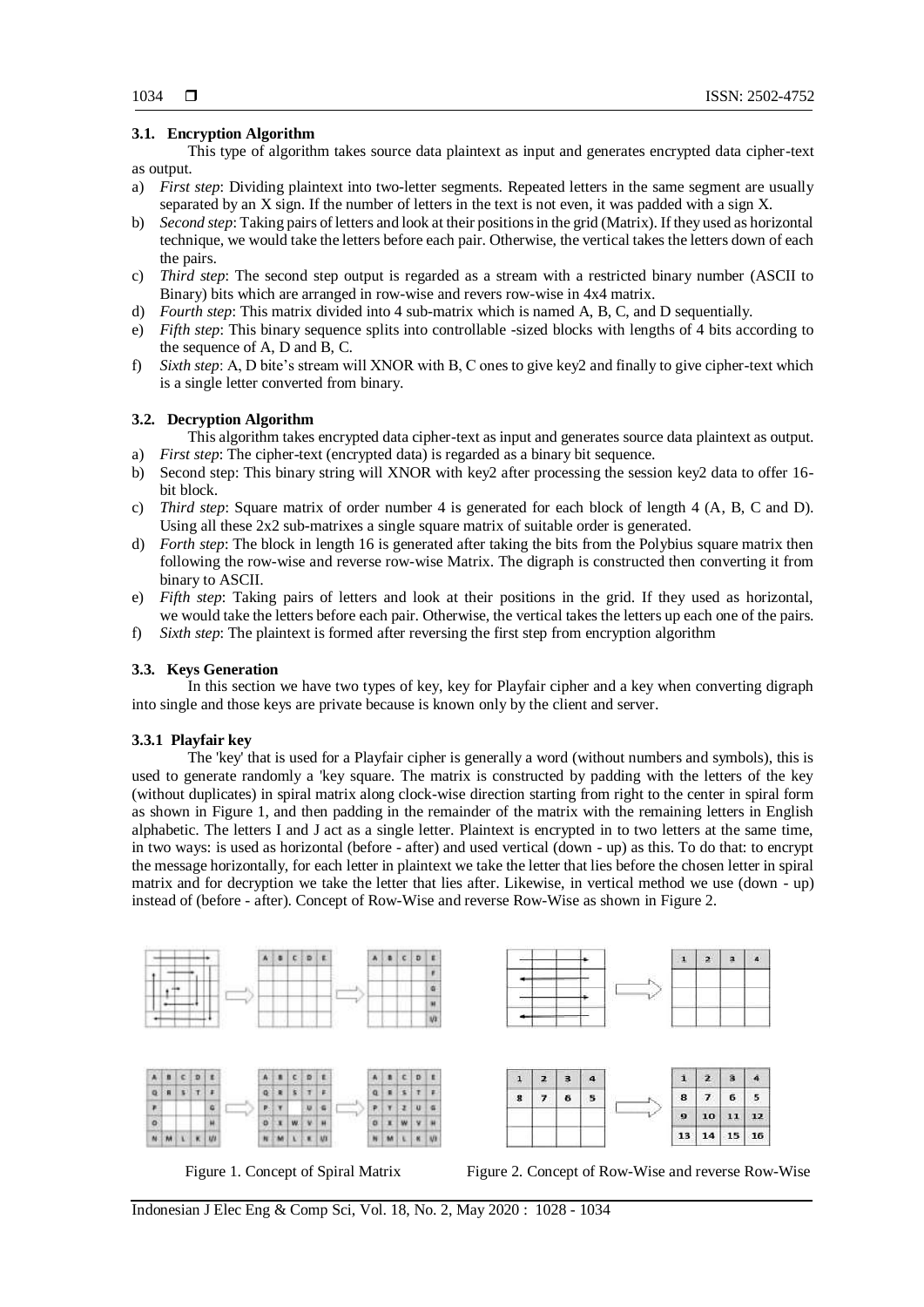### 3.1. Encryption Algorithm

This type of algorithm takes source data plaintext as input and generates encrypted data cipher-text as output.

a) *First step*: Dividing plaintext into two-letter segments. Repeated letters in the same segment are usually separated by an X sign. If the number of letters in the text is not even, it was padded with a sign X.
b) *Second step*: Taking pairs of letters and look at their positions in the grid (Matrix). If they used as horizontal technique, we would take the letters before each pair. Otherwise, the vertical takes the letters down of each the pairs.
c) *Third step*: The second step output is regarded as a stream with a restricted binary number (ASCII to Binary) bits which are arranged in row-wise and revers row-wise in 4x4 matrix.
d) *Fourth step*: This matrix divided into 4 sub-matrix which is named A, B, C, and D sequentially.
e) *Fifth step*: This binary sequence splits into controllable -sized blocks with lengths of 4 bits according to the sequence of A, D and B, C.
f) *Sixth step*: A, D bite's stream will XNOR with B, C ones to give key2 and finally to give cipher-text which is a single letter converted from binary.

### 3.2. Decryption Algorithm

This algorithm takes encrypted data cipher-text as input and generates source data plaintext as output.

a) *First step*: The cipher-text (encrypted data) is regarded as a binary bit sequence.
b) Second step: This binary string will XNOR with key2 after processing the session key2 data to offer 16-bit block.
c) *Third step*: Square matrix of order number 4 is generated for each block of length 4 (A, B, C and D). Using all these 2x2 sub-matrixes a single square matrix of suitable order is generated.
d) *Forth step*: The block in length 16 is generated after taking the bits from the Polybius square matrix then following the row-wise and reverse row-wise Matrix. The digraph is constructed then converting it from binary to ASCII.
e) *Fifth step*: Taking pairs of letters and look at their positions in the grid. If they used as horizontal, we would take the letters before each pair. Otherwise, the vertical takes the letters up each one of the pairs.
f) *Sixth step*: The plaintext is formed after reversing the first step from encryption algorithm

### 3.3. Keys Generation

In this section we have two types of key, key for Playfair cipher and a key when converting digraph into single and those keys are private because is known only by the client and server.

#### 3.3.1 Playfair key

The 'key' that is used for a Playfair cipher is generally a word (without numbers and symbols), this is used to generate randomly a 'key square. The matrix is constructed by padding with the letters of the key (without duplicates) in spiral matrix along clock-wise direction starting from right to the center in spiral form as shown in Figure 1, and then padding in the remainder of the matrix with the remaining letters in English alphabetic. The letters I and J act as a single letter. Plaintext is encrypted in to two letters at the same time, in two ways: is used as horizontal (before - after) and used vertical (down - up) as this. To do that: to encrypt the message horizontally, for each letter in plaintext we take the letter that lies before the chosen letter in spiral matrix and for decryption we take the letter that lies after. Likewise, in vertical method we use (down - up) instead of (before - after). Concept of Row-Wise and reverse Row-Wise as shown in Figure 2.

Figure 1. Concept of Spiral Matrix

Figure 2. Concept of Row-Wise and reverse Row-Wise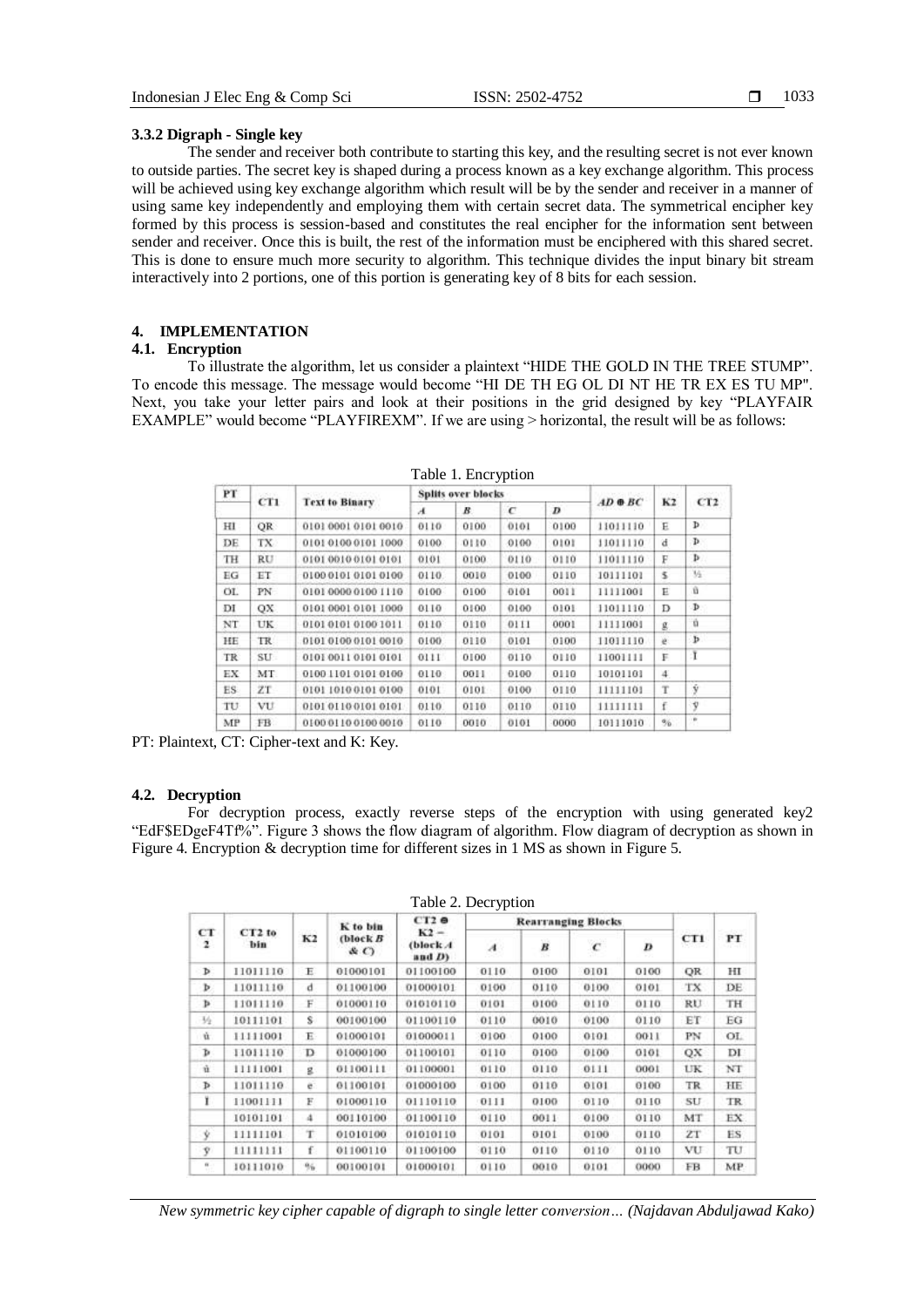### 3.3.2 Digraph - Single key

The sender and receiver both contribute to starting this key, and the resulting secret is not ever known to outside parties. The secret key is shaped during a process known as a key exchange algorithm. This process will be achieved using key exchange algorithm which result will be by the sender and receiver in a manner of using same key independently and employing them with certain secret data. The symmetrical encipher key formed by this process is session-based and constitutes the real encipher for the information sent between sender and receiver. Once this is built, the rest of the information must be enciphered with this shared secret. This is done to ensure much more security to algorithm. This technique divides the input binary bit stream interactively into 2 portions, one of this portion is generating key of 8 bits for each session.

## 4. IMPLEMENTATION

### 4.1. Encryption

To illustrate the algorithm, let us consider a plaintext "HIDE THE GOLD IN THE TREE STUMP". To encode this message. The message would become "HI DE TH EG OL DI NT HE TR EX ES TU MP". Next, you take your letter pairs and look at their positions in the grid designed by key "PLAYFAIR EXAMPLE" would become "PLAYFIREXM". If we are using > horizontal, the result will be as follows:

Table 1. Encryption

| PT | CT1 | Text to Binary | Splits over blocks | | | | AD ⊕ BC | K2 | CT2 |
|---|---|---|---|---|---|---|---|---|---|
| | | | A | B | C | D | | | |
| HI | QR | 0101 0001 0101 0010 | 0110 | 0100 | 0101 | 0100 | 11011110 | E | Þ |
| DE | TX | 0101 0100 0101 1000 | 0100 | 0110 | 0100 | 0101 | 11011110 | d | Þ |
| TH | RU | 0101 0010 0101 0101 | 0101 | 0100 | 0110 | 0110 | 11011110 | F | Þ |
| EG | ET | 0100 0101 0101 0100 | 0110 | 0010 | 0100 | 0110 | 10111101 | $ | ½ |
| OL | PN | 0101 0000 0100 1110 | 0100 | 0100 | 0101 | 0011 | 11111001 | E | ù |
| DI | QX | 0101 0001 0101 1000 | 0110 | 0100 | 0100 | 0101 | 11011110 | D | Þ |
| NT | UK | 0101 0101 0100 1011 | 0110 | 0110 | 0111 | 0001 | 11111001 | g | ù |
| HE | TR | 0101 0100 0101 0010 | 0100 | 0110 | 0101 | 0100 | 11011110 | e | Þ |
| TR | SU | 0101 0011 0101 0101 | 0111 | 0100 | 0110 | 0110 | 11001111 | F | Ï |
| EX | MT | 0100 1101 0101 0100 | 0110 | 0011 | 0100 | 0110 | 10101101 | 4 | |
| ES | ZT | 0101 1010 0101 0100 | 0101 | 0101 | 0100 | 0110 | 11111101 | T | ý |
| TU | VU | 0101 0110 0101 0101 | 0110 | 0110 | 0110 | 0110 | 11111111 | f | ÿ |
| MP | FB | 0100 0110 0100 0010 | 0110 | 0010 | 0101 | 0000 | 10111010 | % | º |

PT: Plaintext, CT: Cipher-text and K: Key.

### 4.2. Decryption

For decryption process, exactly reverse steps of the encryption with using generated key2 "EdF$EDgeF4Tf%". Figure 3 shows the flow diagram of algorithm. Flow diagram of decryption as shown in Figure 4. Encryption & decryption time for different sizes in 1 MS as shown in Figure 5.

Table 2. Decryption

| CT 2 | CT2 to bin | K2 | K to bin (block B & C) | CT2 ⊕ K2 – (block A and D) | Rearranging Blocks | | | | CT1 | PT |
|---|---|---|---|---|---|---|---|---|---|---|
| | | | | | A | B | C | D | | |
| Þ | 11011110 | E | 01000101 | 01100100 | 0110 | 0100 | 0101 | 0100 | QR | HI |
| Þ | 11011110 | d | 01100100 | 01000101 | 0100 | 0110 | 0100 | 0101 | TX | DE |
| Þ | 11011110 | F | 01000110 | 01010110 | 0101 | 0100 | 0110 | 0110 | RU | TH |
| ½ | 10111101 | $ | 00100100 | 01100110 | 0110 | 0010 | 0100 | 0110 | ET | EG |
| ù | 11111001 | E | 01000101 | 01000011 | 0100 | 0100 | 0101 | 0011 | PN | OL |
| Þ | 11011110 | D | 01000100 | 01100101 | 0110 | 0100 | 0100 | 0101 | QX | DI |
| ù | 11111001 | g | 01100111 | 01100001 | 0110 | 0110 | 0111 | 0001 | UK | NT |
| Þ | 11011110 | e | 01100101 | 01000100 | 0100 | 0110 | 0101 | 0100 | TR | HE |
| Ï | 11001111 | F | 01000110 | 01110110 | 0111 | 0100 | 0110 | 0110 | SU | TR |
| | 10101101 | 4 | 00110100 | 01100110 | 0110 | 0011 | 0100 | 0110 | MT | EX |
| ý | 11111101 | T | 01010100 | 01010110 | 0101 | 0101 | 0100 | 0110 | ZT | ES |
| ÿ | 11111111 | f | 01100110 | 01100100 | 0110 | 0110 | 0110 | 0110 | VU | TU |
| º | 10111010 | % | 00100101 | 01000101 | 0110 | 0010 | 0101 | 0000 | FB | MP |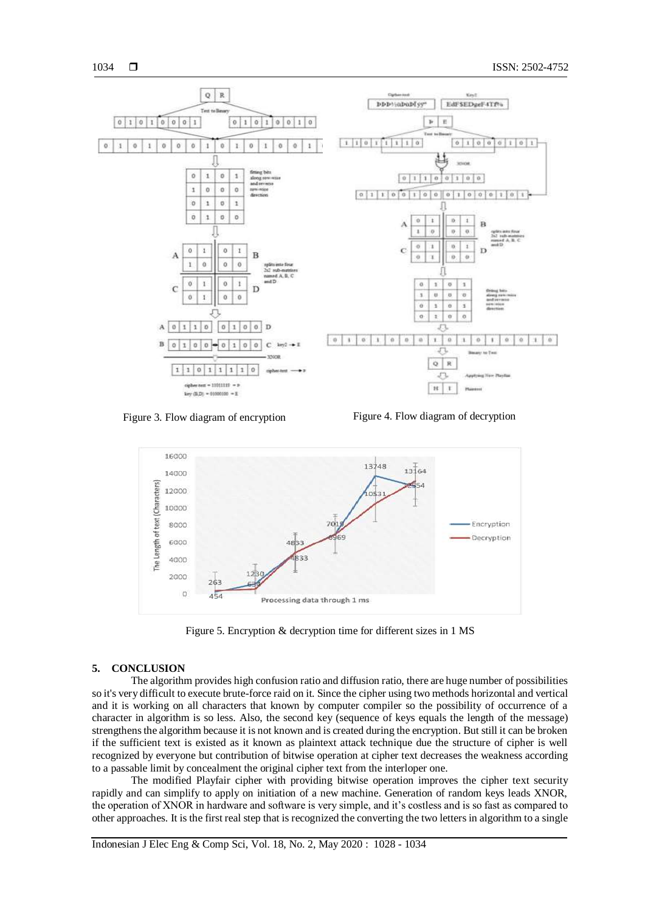Figure 3. Flow diagram of encryption

Figure 4. Flow diagram of decryption

Figure 5. Encryption & decryption time for different sizes in 1 MS

## 5. CONCLUSION

The algorithm provides high confusion ratio and diffusion ratio, there are huge number of possibilities so it's very difficult to execute brute-force raid on it. Since the cipher using two methods horizontal and vertical and it is working on all characters that known by computer compiler so the possibility of occurrence of a character in algorithm is so less. Also, the second key (sequence of keys equals the length of the message) strengthens the algorithm because it is not known and is created during the encryption. But still it can be broken if the sufficient text is existed as it known as plaintext attack technique due the structure of cipher is well recognized by everyone but contribution of bitwise operation at cipher text decreases the weakness according to a passable limit by concealment the original cipher text from the interloper one.

The modified Playfair cipher with providing bitwise operation improves the cipher text security rapidly and can simplify to apply on initiation of a new machine. Generation of random keys leads XNOR, the operation of XNOR in hardware and software is very simple, and it's costless and is so fast as compared to other approaches. It is the first real step that is recognized the converting the two letters in algorithm to a single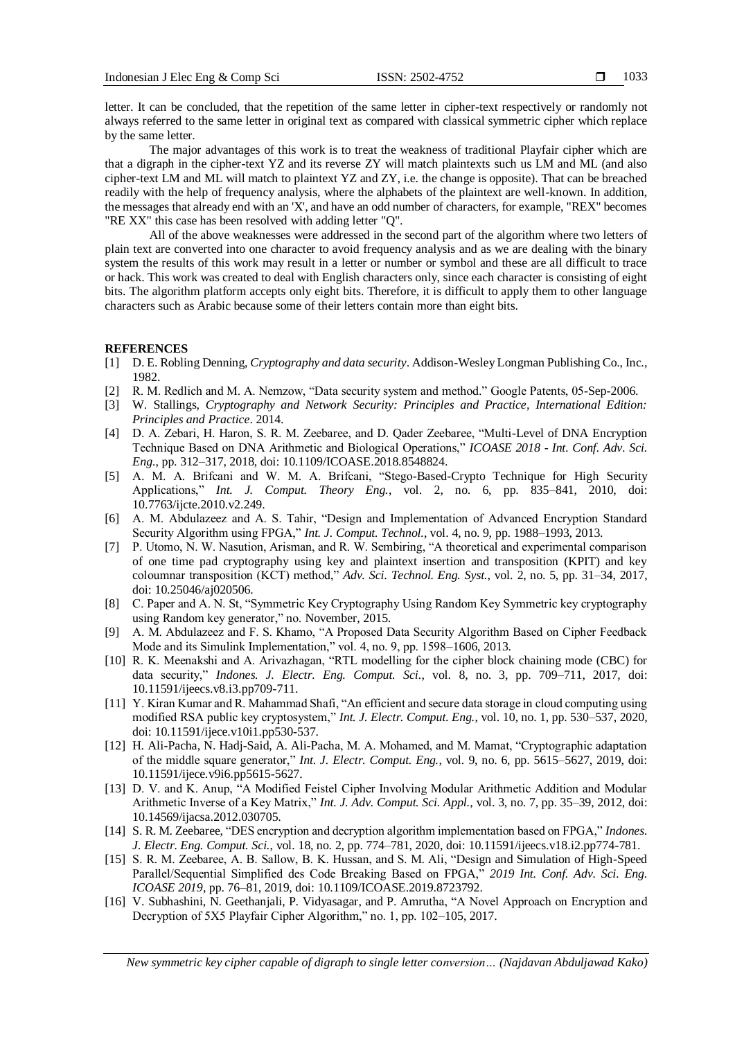letter. It can be concluded, that the repetition of the same letter in cipher-text respectively or randomly not always referred to the same letter in original text as compared with classical symmetric cipher which replace by the same letter.

The major advantages of this work is to treat the weakness of traditional Playfair cipher which are that a digraph in the cipher-text YZ and its reverse ZY will match plaintexts such us LM and ML (and also cipher-text LM and ML will match to plaintext YZ and ZY, i.e. the change is opposite). That can be breached readily with the help of frequency analysis, where the alphabets of the plaintext are well-known. In addition, the messages that already end with an 'X', and have an odd number of characters, for example, "REX" becomes "RE XX" this case has been resolved with adding letter "Q".

All of the above weaknesses were addressed in the second part of the algorithm where two letters of plain text are converted into one character to avoid frequency analysis and as we are dealing with the binary system the results of this work may result in a letter or number or symbol and these are all difficult to trace or hack. This work was created to deal with English characters only, since each character is consisting of eight bits. The algorithm platform accepts only eight bits. Therefore, it is difficult to apply them to other language characters such as Arabic because some of their letters contain more than eight bits.

## REFERENCES

[1] D. E. Robling Denning, *Cryptography and data security*. Addison-Wesley Longman Publishing Co., Inc., 1982.

[2] R. M. Redlich and M. A. Nemzow, "Data security system and method." Google Patents, 05-Sep-2006.

[3] W. Stallings, *Cryptography and Network Security: Principles and Practice, International Edition: Principles and Practice*. 2014.

[4] D. A. Zebari, H. Haron, S. R. M. Zeebaree, and D. Qader Zeebaree, "Multi-Level of DNA Encryption Technique Based on DNA Arithmetic and Biological Operations," *ICOASE 2018 - Int. Conf. Adv. Sci. Eng.*, pp. 312–317, 2018, doi: 10.1109/ICOASE.2018.8548824.

[5] A. M. A. Brifcani and W. M. A. Brifcani, "Stego-Based-Crypto Technique for High Security Applications," *Int. J. Comput. Theory Eng.*, vol. 2, no. 6, pp. 835–841, 2010, doi: 10.7763/ijcte.2010.v2.249.

[6] A. M. Abdulazeez and A. S. Tahir, "Design and Implementation of Advanced Encryption Standard Security Algorithm using FPGA," *Int. J. Comput. Technol.*, vol. 4, no. 9, pp. 1988–1993, 2013.

[7] P. Utomo, N. W. Nasution, Arisman, and R. W. Sembiring, "A theoretical and experimental comparison of one time pad cryptography using key and plaintext insertion and transposition (KPIT) and key coloumnar transposition (KCT) method," *Adv. Sci. Technol. Eng. Syst.*, vol. 2, no. 5, pp. 31–34, 2017, doi: 10.25046/aj020506.

[8] C. Paper and A. N. St, "Symmetric Key Cryptography Using Random Key Symmetric key cryptography using Random key generator," no. November, 2015.

[9] A. M. Abdulazeez and F. S. Khamo, "A Proposed Data Security Algorithm Based on Cipher Feedback Mode and its Simulink Implementation," vol. 4, no. 9, pp. 1598–1606, 2013.

[10] R. K. Meenakshi and A. Arivazhagan, "RTL modelling for the cipher block chaining mode (CBC) for data security," *Indones. J. Electr. Eng. Comput. Sci.*, vol. 8, no. 3, pp. 709–711, 2017, doi: 10.11591/ijeecs.v8.i3.pp709-711.

[11] Y. Kiran Kumar and R. Mahammad Shafi, "An efficient and secure data storage in cloud computing using modified RSA public key cryptosystem," *Int. J. Electr. Comput. Eng.*, vol. 10, no. 1, pp. 530–537, 2020, doi: 10.11591/ijece.v10i1.pp530-537.

[12] H. Ali-Pacha, N. Hadj-Said, A. Ali-Pacha, M. A. Mohamed, and M. Mamat, "Cryptographic adaptation of the middle square generator," *Int. J. Electr. Comput. Eng.*, vol. 9, no. 6, pp. 5615–5627, 2019, doi: 10.11591/ijece.v9i6.pp5615-5627.

[13] D. V. and K. Anup, "A Modified Feistel Cipher Involving Modular Arithmetic Addition and Modular Arithmetic Inverse of a Key Matrix," *Int. J. Adv. Comput. Sci. Appl.*, vol. 3, no. 7, pp. 35–39, 2012, doi: 10.14569/ijacsa.2012.030705.

[14] S. R. M. Zeebaree, "DES encryption and decryption algorithm implementation based on FPGA," *Indones. J. Electr. Eng. Comput. Sci.*, vol. 18, no. 2, pp. 774–781, 2020, doi: 10.11591/ijeecs.v18.i2.pp774-781.

[15] S. R. M. Zeebaree, A. B. Sallow, B. K. Hussan, and S. M. Ali, "Design and Simulation of High-Speed Parallel/Sequential Simplified des Code Breaking Based on FPGA," *2019 Int. Conf. Adv. Sci. Eng. ICOASE 2019*, pp. 76–81, 2019, doi: 10.1109/ICOASE.2019.8723792.

[16] V. Subhashini, N. Geethanjali, P. Vidyasagar, and P. Amrutha, "A Novel Approach on Encryption and Decryption of 5X5 Playfair Cipher Algorithm," no. 1, pp. 102–105, 2017.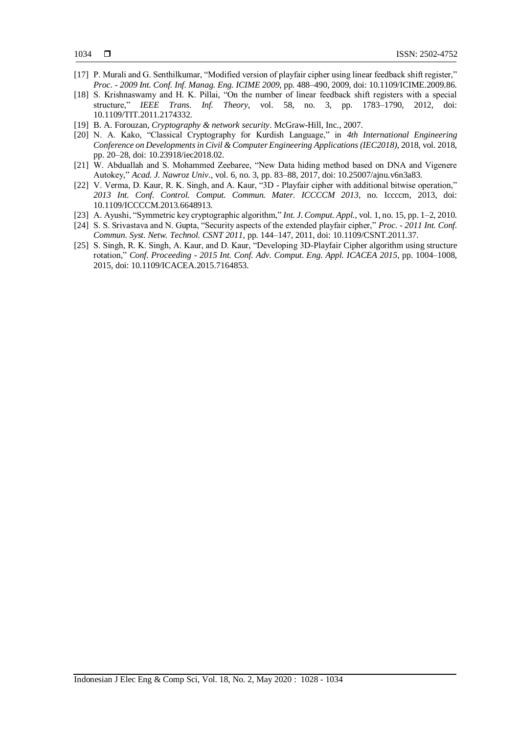[17] P. Murali and G. Senthilkumar, "Modified version of playfair cipher using linear feedback shift register," *Proc. - 2009 Int. Conf. Inf. Manag. Eng. ICIME 2009*, pp. 488–490, 2009, doi: 10.1109/ICIME.2009.86.

[18] S. Krishnaswamy and H. K. Pillai, "On the number of linear feedback shift registers with a special structure," *IEEE Trans. Inf. Theory*, vol. 58, no. 3, pp. 1783–1790, 2012, doi: 10.1109/TIT.2011.2174332.

[19] B. A. Forouzan, *Cryptography & network security*. McGraw-Hill, Inc., 2007.

[20] N. A. Kako, "Classical Cryptography for Kurdish Language," in *4th International Engineering Conference on Developments in Civil & Computer Engineering Applications (IEC2018)*, 2018, vol. 2018, pp. 20–28, doi: 10.23918/iec2018.02.

[21] W. Abduallah and S. Mohammed Zeebaree, "New Data hiding method based on DNA and Vigenere Autokey," *Acad. J. Nawroz Univ.*, vol. 6, no. 3, pp. 83–88, 2017, doi: 10.25007/ajnu.v6n3a83.

[22] V. Verma, D. Kaur, R. K. Singh, and A. Kaur, "3D - Playfair cipher with additional bitwise operation," *2013 Int. Conf. Control. Comput. Commun. Mater. ICCCCM 2013*, no. Iccccm, 2013, doi: 10.1109/ICCCCM.2013.6648913.

[23] A. Ayushi, "Symmetric key cryptographic algorithm," *Int. J. Comput. Appl.*, vol. 1, no. 15, pp. 1–2, 2010.

[24] S. S. Srivastava and N. Gupta, "Security aspects of the extended playfair cipher," *Proc. - 2011 Int. Conf. Commun. Syst. Netw. Technol. CSNT 2011*, pp. 144–147, 2011, doi: 10.1109/CSNT.2011.37.

[25] S. Singh, R. K. Singh, A. Kaur, and D. Kaur, "Developing 3D-Playfair Cipher algorithm using structure rotation," *Conf. Proceeding - 2015 Int. Conf. Adv. Comput. Eng. Appl. ICACEA 2015*, pp. 1004–1008, 2015, doi: 10.1109/ICACEA.2015.7164853.